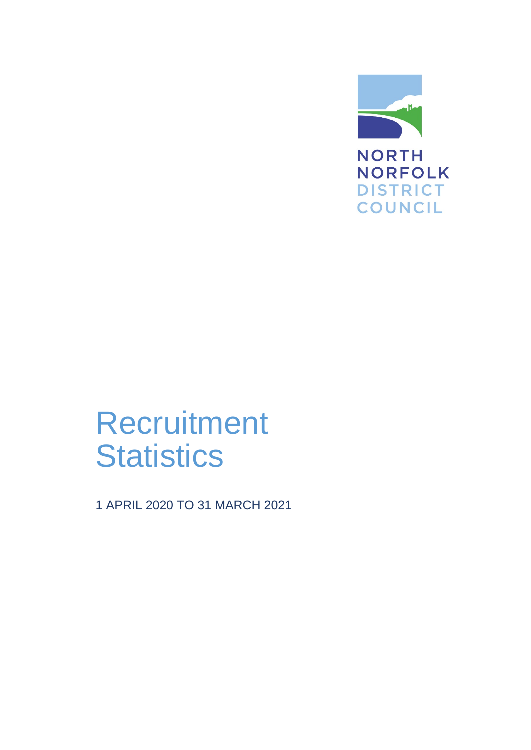NORTH NORFOLK DISTRICT COUNCIL

# Recruitment Statistics

1 APRIL 2020 TO 31 MARCH 2021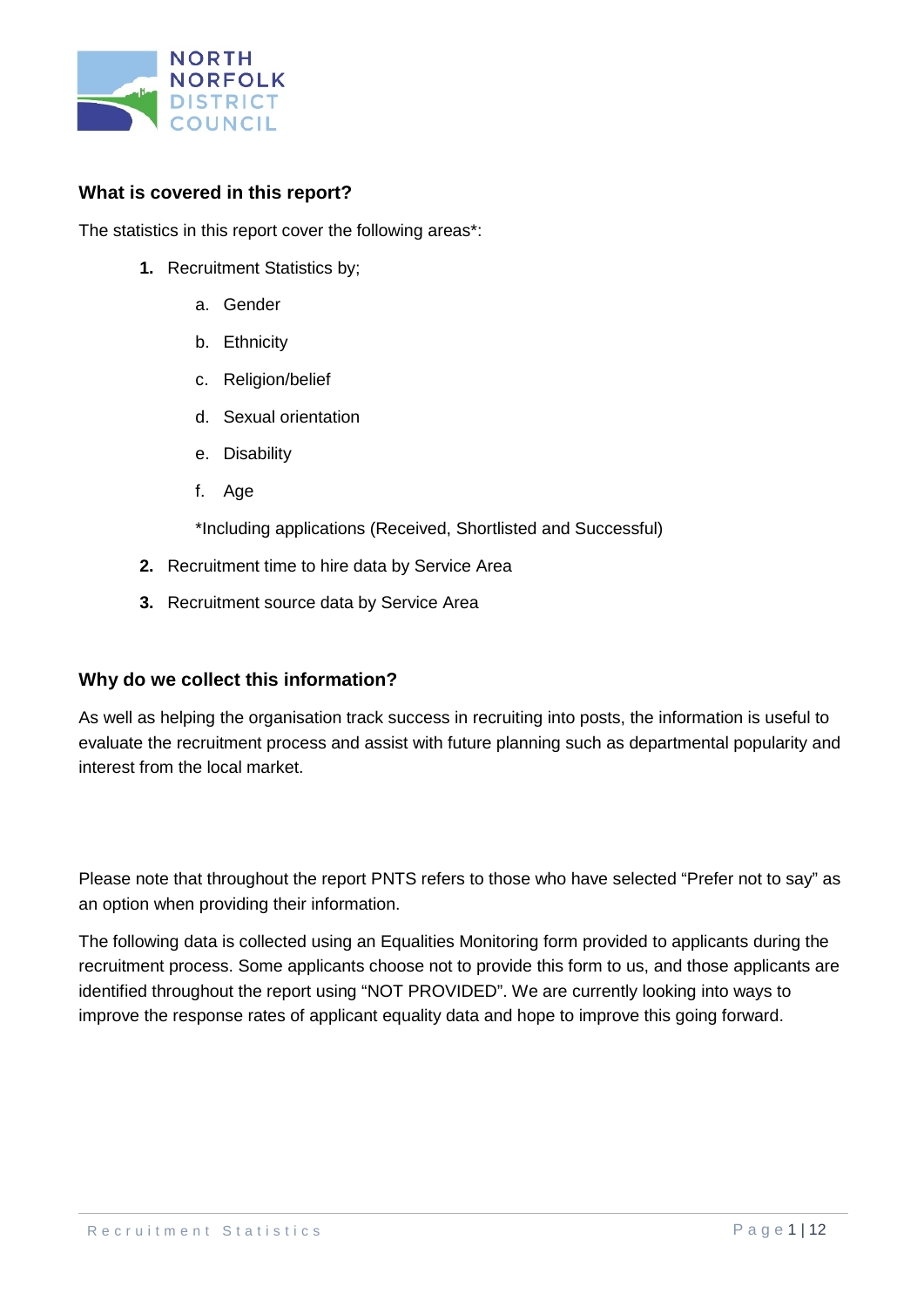## What is covered in this report?

The statistics in this report cover the following areas*:

1. Recruitment Statistics by;
   a. Gender
   b. Ethnicity
   c. Religion/belief
   d. Sexual orientation
   e. Disability
   f. Age

   *Including applications (Received, Shortlisted and Successful)
2. Recruitment time to hire data by Service Area
3. Recruitment source data by Service Area

## Why do we collect this information?

As well as helping the organisation track success in recruiting into posts, the information is useful to evaluate the recruitment process and assist with future planning such as departmental popularity and interest from the local market.

Please note that throughout the report PNTS refers to those who have selected "Prefer not to say" as an option when providing their information.

The following data is collected using an Equalities Monitoring form provided to applicants during the recruitment process. Some applicants choose not to provide this form to us, and those applicants are identified throughout the report using "NOT PROVIDED". We are currently looking into ways to improve the response rates of applicant equality data and hope to improve this going forward.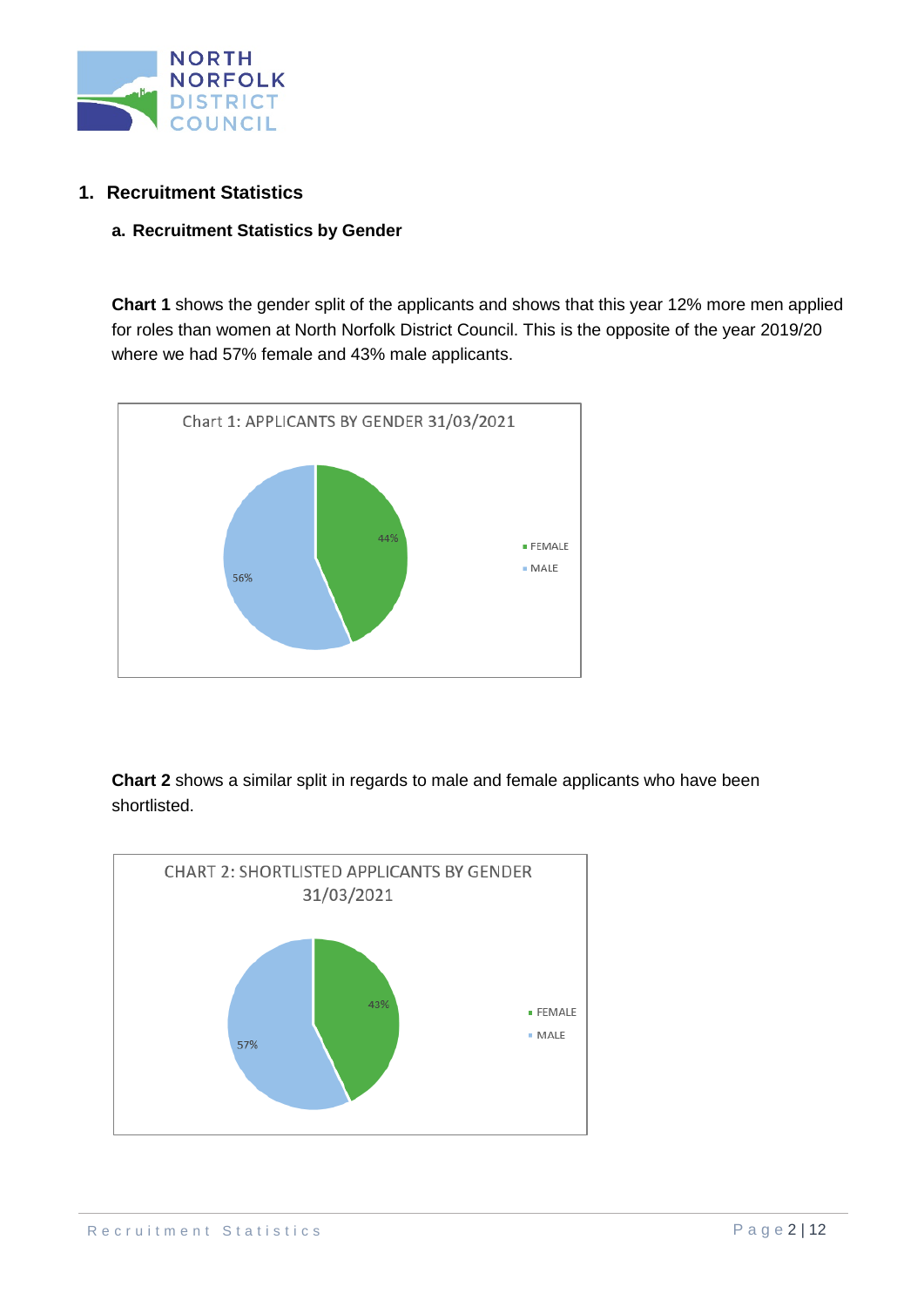## 1. Recruitment Statistics

### a. Recruitment Statistics by Gender

**Chart 1** shows the gender split of the applicants and shows that this year 12% more men applied for roles than women at North Norfolk District Council. This is the opposite of the year 2019/20 where we had 57% female and 43% male applicants.

Chart 1: APPLICANTS BY GENDER 31/03/2021

| Gender | Percentage |
|---|---|
| FEMALE | 44% |
| MALE | 56% |

**Chart 2** shows a similar split in regards to male and female applicants who have been shortlisted.

CHART 2: SHORTLISTED APPLICANTS BY GENDER 31/03/2021

| Gender | Percentage |
|---|---|
| FEMALE | 43% |
| MALE | 57% |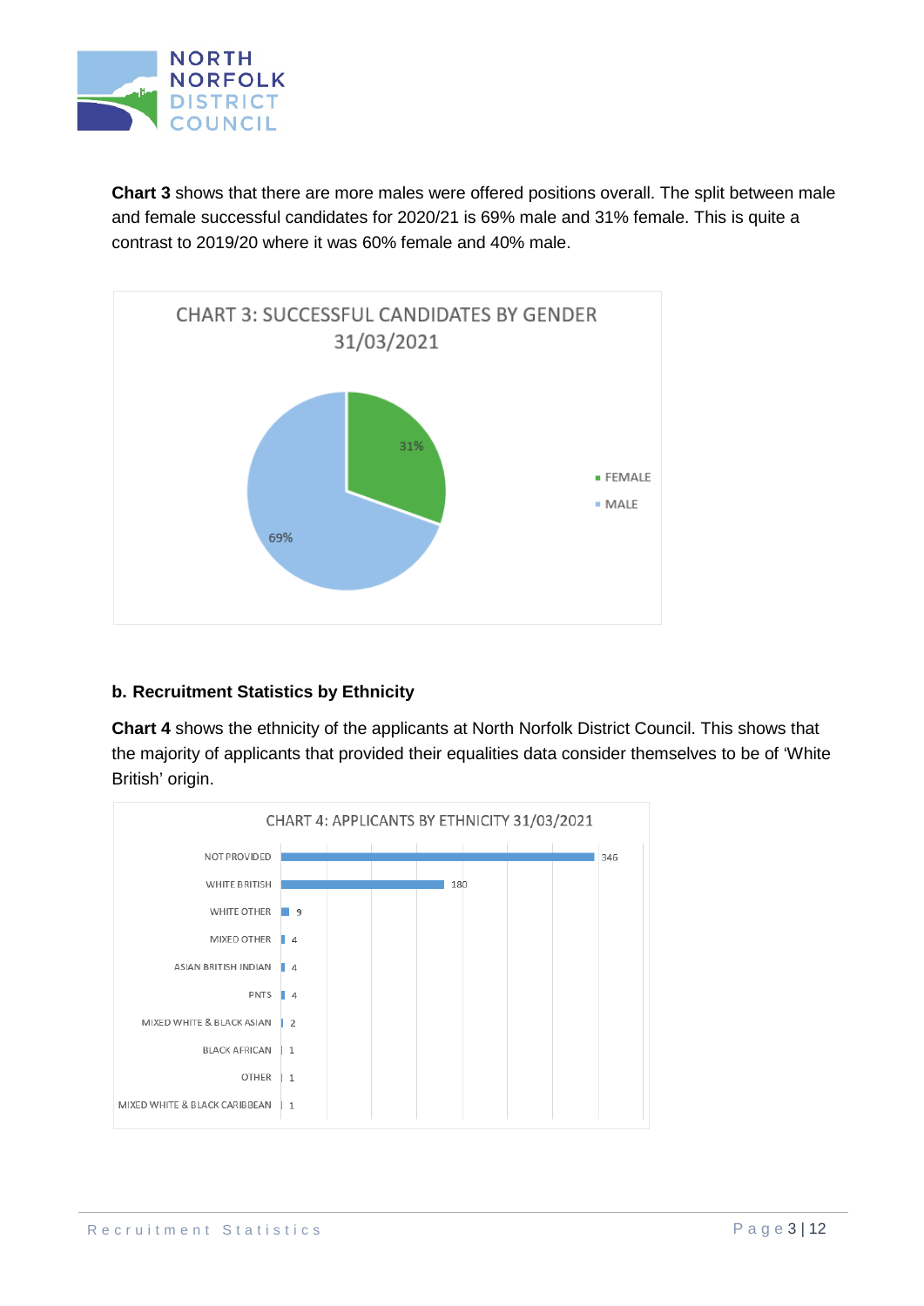**Chart 3** shows that there are more males were offered positions overall. The split between male and female successful candidates for 2020/21 is 69% male and 31% female. This is quite a contrast to 2019/20 where it was 60% female and 40% male.

CHART 3: SUCCESSFUL CANDIDATES BY GENDER 31/03/2021

| Gender | Percentage |
|---|---|
| FEMALE | 31% |
| MALE | 69% |

### b. Recruitment Statistics by Ethnicity

**Chart 4** shows the ethnicity of the applicants at North Norfolk District Council. This shows that the majority of applicants that provided their equalities data consider themselves to be of 'White British' origin.

CHART 4: APPLICANTS BY ETHNICITY 31/03/2021

| Ethnicity | Applicants |
|---|---|
| NOT PROVIDED | 345 |
| WHITE BRITISH | 180 |
| WHITE OTHER | 9 |
| MIXED OTHER | 4 |
| ASIAN BRITISH INDIAN | 4 |
| PNTS | 4 |
| MIXED WHITE & BLACK ASIAN | 2 |
| BLACK AFRICAN | 1 |
| OTHER | 1 |
| MIXED WHITE & BLACK CARIBBEAN | 1 |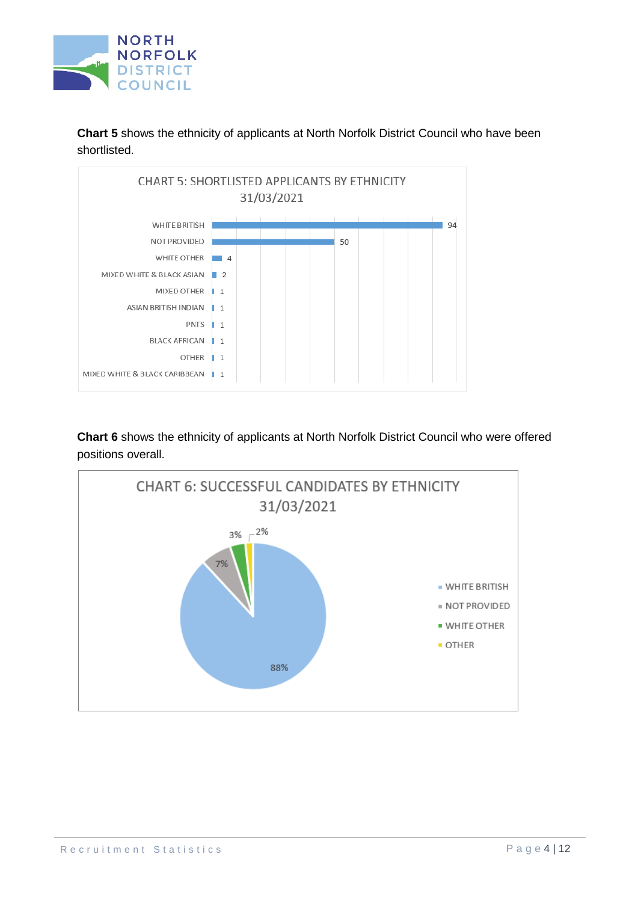**Chart 5** shows the ethnicity of applicants at North Norfolk District Council who have been shortlisted.

CHART 5: SHORTLISTED APPLICANTS BY ETHNICITY 31/03/2021

| Ethnicity | Count |
|---|---|
| WHITE BRITISH | 94 |
| NOT PROVIDED | 50 |
| WHITE OTHER | 4 |
| MIXED WHITE & BLACK ASIAN | 2 |
| MIXED OTHER | 1 |
| ASIAN BRITISH INDIAN | 1 |
| PNTS | 1 |
| BLACK AFRICAN | 1 |
| OTHER | 1 |
| MIXED WHITE & BLACK CARIBBEAN | 1 |

**Chart 6** shows the ethnicity of applicants at North Norfolk District Council who were offered positions overall.

CHART 6: SUCCESSFUL CANDIDATES BY ETHNICITY 31/03/2021

| Ethnicity | Percentage |
|---|---|
| WHITE BRITISH | 88% |
| NOT PROVIDED | 7% |
| WHITE OTHER | 3% |
| OTHER | 2% |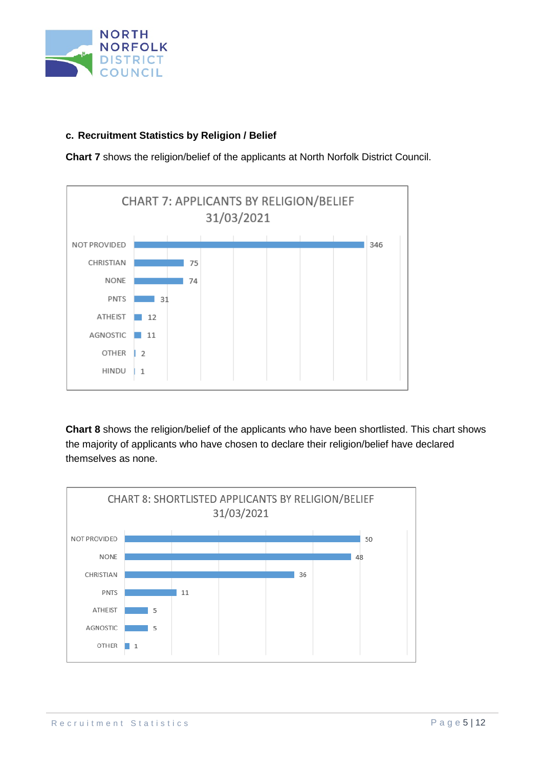### c. Recruitment Statistics by Religion / Belief

**Chart 7** shows the religion/belief of the applicants at North Norfolk District Council.

**CHART 7: APPLICANTS BY RELIGION/BELIEF 31/03/2021**

| Religion/Belief | Applicants |
|---|---|
| NOT PROVIDED | 346 |
| CHRISTIAN | 75 |
| NONE | 74 |
| PNTS | 31 |
| ATHEIST | 12 |
| AGNOSTIC | 11 |
| OTHER | 2 |
| HINDU | 1 |

**Chart 8** shows the religion/belief of the applicants who have been shortlisted. This chart shows the majority of applicants who have chosen to declare their religion/belief have declared themselves as none.

**CHART 8: SHORTLISTED APPLICANTS BY RELIGION/BELIEF 31/03/2021**

| Religion/Belief | Shortlisted Applicants |
|---|---|
| NOT PROVIDED | 50 |
| NONE | 48 |
| CHRISTIAN | 36 |
| PNTS | 11 |
| ATHEIST | 5 |
| AGNOSTIC | 5 |
| OTHER | 1 |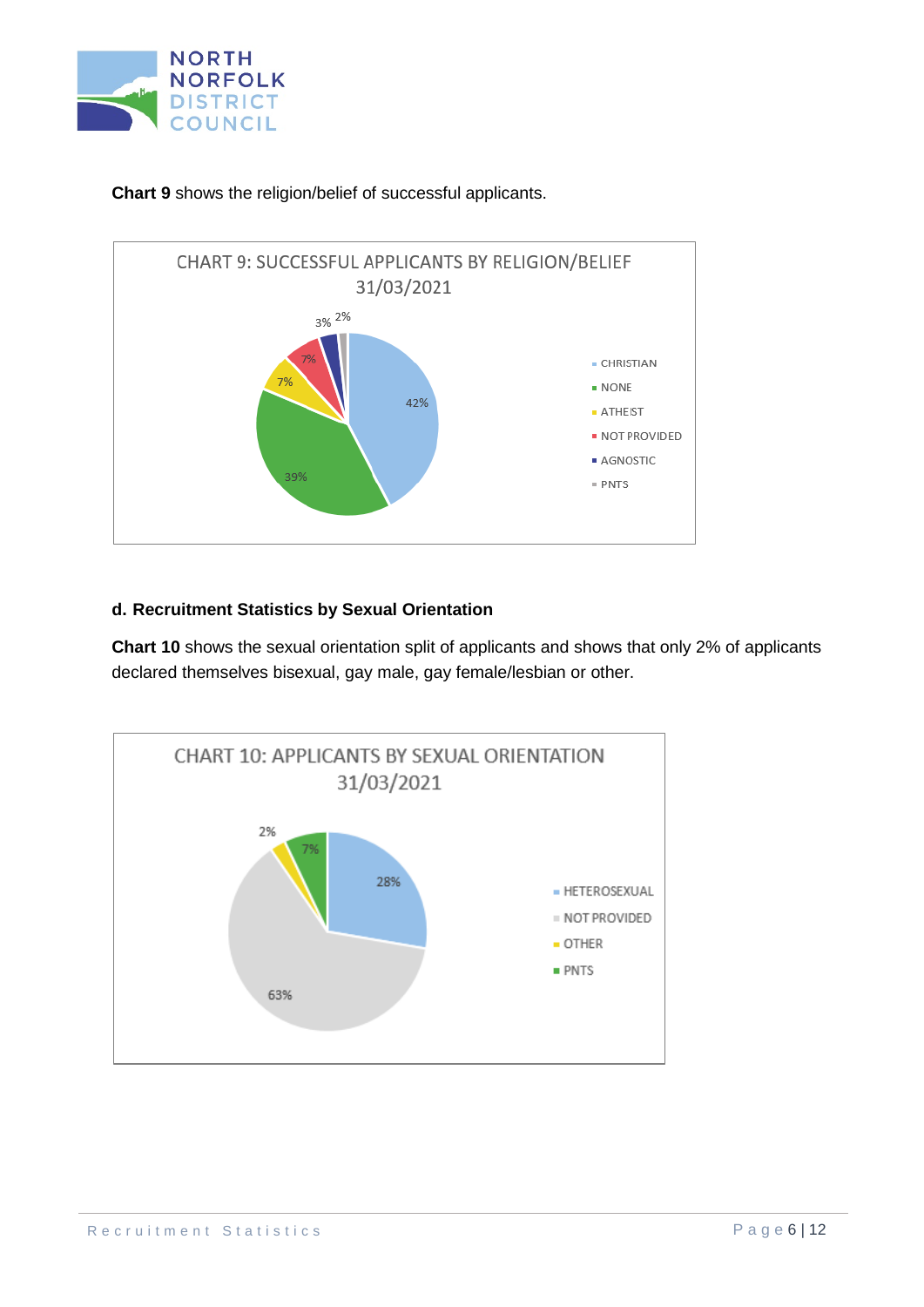**Chart 9** shows the religion/belief of successful applicants.

CHART 9: SUCCESSFUL APPLICANTS BY RELIGION/BELIEF 31/03/2021

| Religion/Belief | Percentage |
|---|---|
| CHRISTIAN | 42% |
| NONE | 39% |
| ATHEIST | 7% |
| NOT PROVIDED | 7% |
| AGNOSTIC | 3% |
| PNTS | 2% |

**d. Recruitment Statistics by Sexual Orientation**

**Chart 10** shows the sexual orientation split of applicants and shows that only 2% of applicants declared themselves bisexual, gay male, gay female/lesbian or other.

CHART 10: APPLICANTS BY SEXUAL ORIENTATION 31/03/2021

| Sexual Orientation | Percentage |
|---|---|
| HETEROSEXUAL | 28% |
| NOT PROVIDED | 63% |
| OTHER | 2% |
| PNTS | 7% |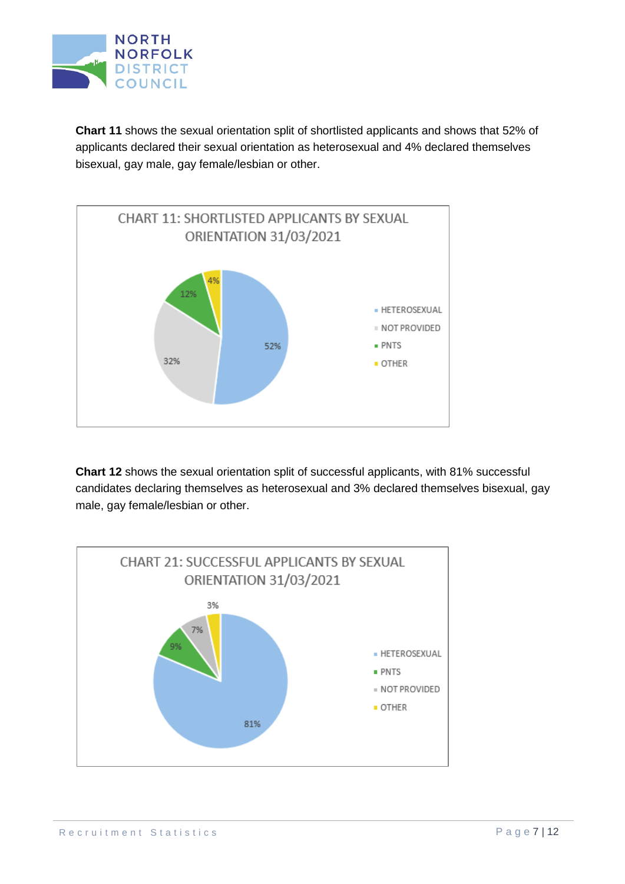**Chart 11** shows the sexual orientation split of shortlisted applicants and shows that 52% of applicants declared their sexual orientation as heterosexual and 4% declared themselves bisexual, gay male, gay female/lesbian or other.

CHART 11: SHORTLISTED APPLICANTS BY SEXUAL ORIENTATION 31/03/2021

| Category | Percentage |
|---|---|
| HETEROSEXUAL | 52% |
| NOT PROVIDED | 32% |
| PNTS | 12% |
| OTHER | 4% |

**Chart 12** shows the sexual orientation split of successful applicants, with 81% successful candidates declaring themselves as heterosexual and 3% declared themselves bisexual, gay male, gay female/lesbian or other.

CHART 21: SUCCESSFUL APPLICANTS BY SEXUAL ORIENTATION 31/03/2021

| Category | Percentage |
|---|---|
| HETEROSEXUAL | 81% |
| PNTS | 9% |
| NOT PROVIDED | 7% |
| OTHER | 3% |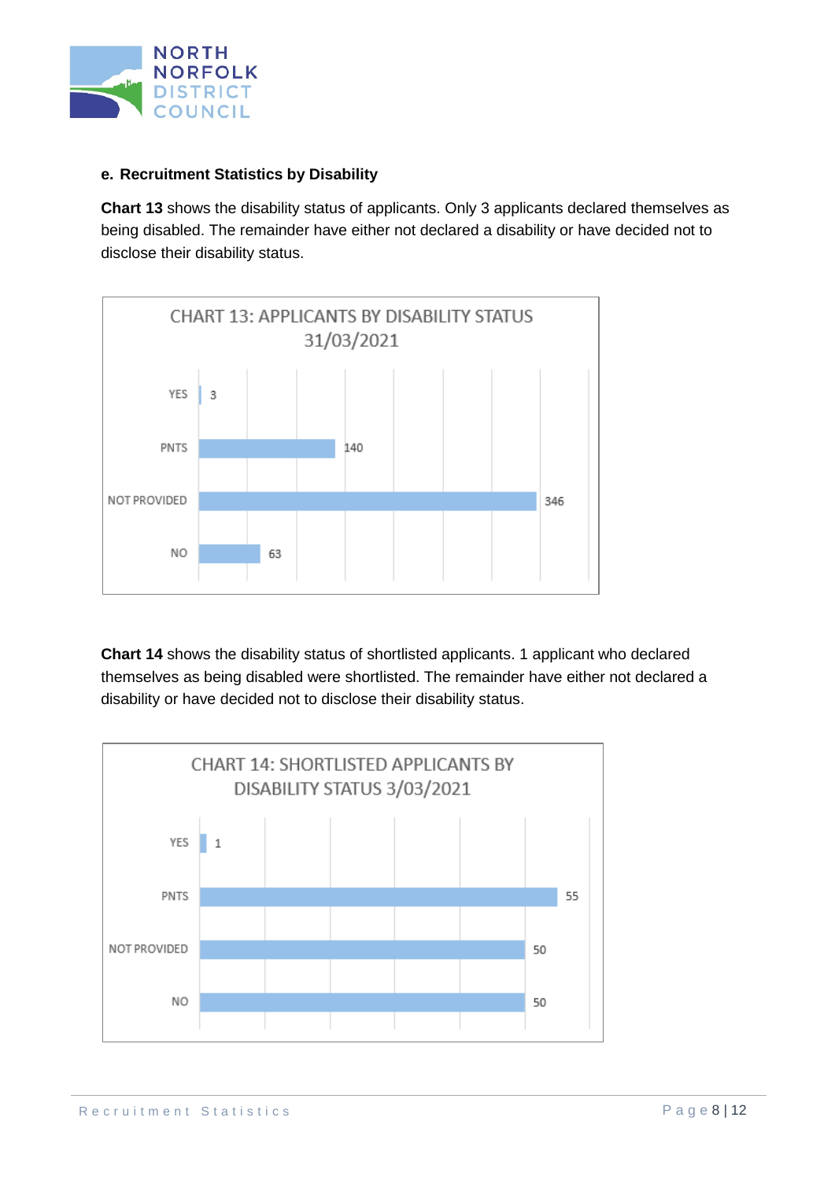### e. Recruitment Statistics by Disability

**Chart 13** shows the disability status of applicants. Only 3 applicants declared themselves as being disabled. The remainder have either not declared a disability or have decided not to disclose their disability status.

CHART 13: APPLICANTS BY DISABILITY STATUS 31/03/2021

| Status | Applicants |
|---|---|
| YES | 3 |
| PNTS | 140 |
| NOT PROVIDED | 346 |
| NO | 63 |

**Chart 14** shows the disability status of shortlisted applicants. 1 applicant who declared themselves as being disabled were shortlisted. The remainder have either not declared a disability or have decided not to disclose their disability status.

CHART 14: SHORTLISTED APPLICANTS BY DISABILITY STATUS 3/03/2021

| Status | Shortlisted Applicants |
|---|---|
| YES | 1 |
| PNTS | 55 |
| NOT PROVIDED | 50 |
| NO | 50 |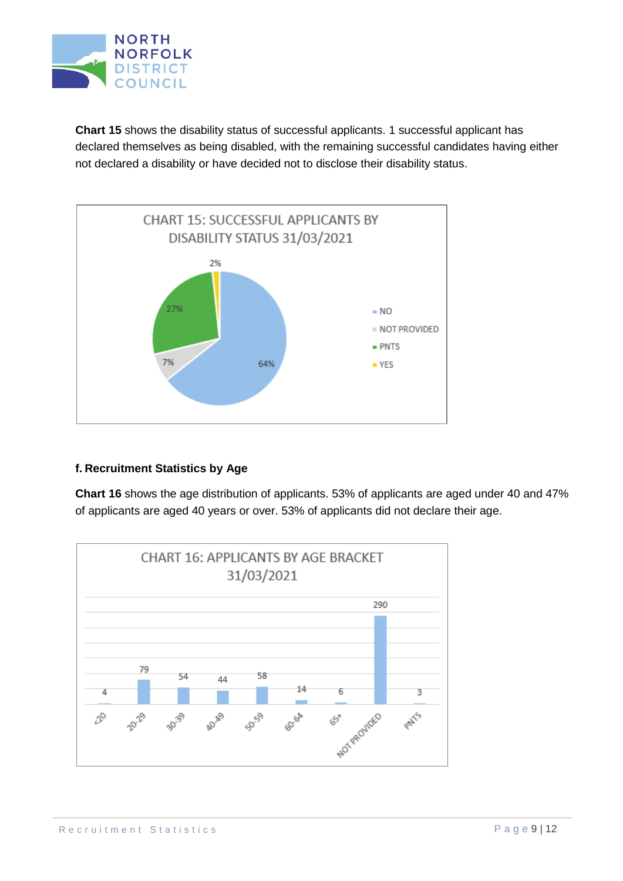**Chart 15** shows the disability status of successful applicants. 1 successful applicant has declared themselves as being disabled, with the remaining successful candidates having either not declared a disability or have decided not to disclose their disability status.

CHART 15: SUCCESSFUL APPLICANTS BY DISABILITY STATUS 31/03/2021

| Status | Percentage |
|---|---|
| NO | 64% |
| NOT PROVIDED | 7% |
| PNTS | 27% |
| YES | 2% |

### f. Recruitment Statistics by Age

**Chart 16** shows the age distribution of applicants. 53% of applicants are aged under 40 and 47% of applicants are aged 40 years or over. 53% of applicants did not declare their age.

CHART 16: APPLICANTS BY AGE BRACKET 31/03/2021

| Age Bracket | Applicants |
|---|---|
| <20 | 4 |
| 20-29 | 79 |
| 30-39 | 54 |
| 40-49 | 44 |
| 50-59 | 58 |
| 60-64 | 14 |
| 65+ | 6 |
| NOT PROVIDED | 290 |
| PNTS | 3 |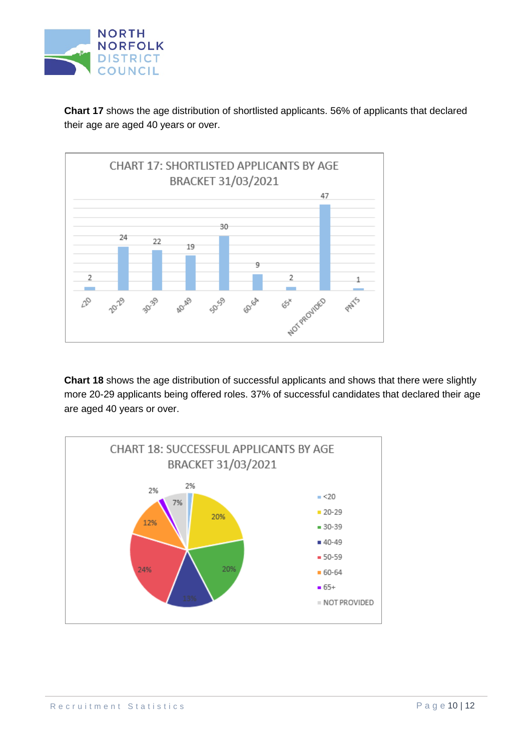**Chart 17** shows the age distribution of shortlisted applicants. 56% of applicants that declared their age are aged 40 years or over.

**CHART 17: SHORTLISTED APPLICANTS BY AGE BRACKET 31/03/2021**

| Age bracket | Number |
|---|---|
| <20 | 2 |
| 20-29 | 24 |
| 30-39 | 22 |
| 40-49 | 19 |
| 50-59 | 30 |
| 60-64 | 9 |
| 65+ | 2 |
| NOT PROVIDED | 47 |
| PNTS | 1 |

**Chart 18** shows the age distribution of successful applicants and shows that there were slightly more 20-29 applicants being offered roles. 37% of successful candidates that declared their age are aged 40 years or over.

**CHART 18: SUCCESSFUL APPLICANTS BY AGE BRACKET 31/03/2021**

| Age bracket | Percentage |
|---|---|
| <20 | 2% |
| 20-29 | 20% |
| 30-39 | 20% |
| 40-49 | 13% |
| 50-59 | 24% |
| 60-64 | 12% |
| 65+ | 2% |
| NOT PROVIDED | 7% |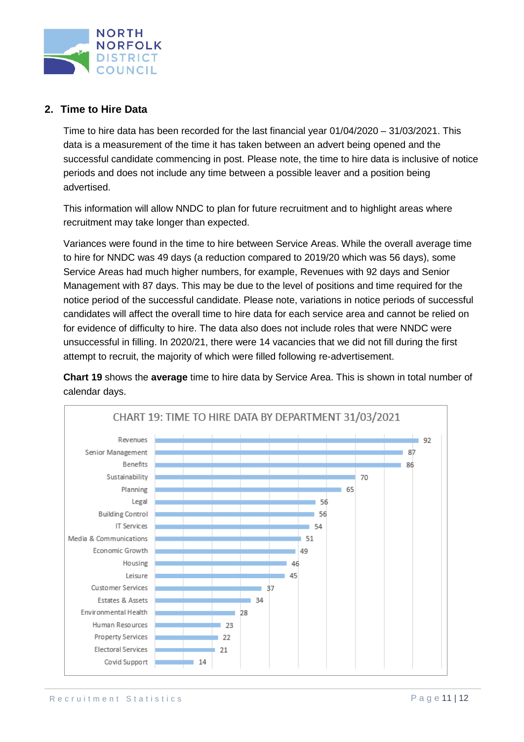## 2. Time to Hire Data

Time to hire data has been recorded for the last financial year 01/04/2020 – 31/03/2021. This data is a measurement of the time it has taken between an advert being opened and the successful candidate commencing in post. Please note, the time to hire data is inclusive of notice periods and does not include any time between a possible leaver and a position being advertised.

This information will allow NNDC to plan for future recruitment and to highlight areas where recruitment may take longer than expected.

Variances were found in the time to hire between Service Areas. While the overall average time to hire for NNDC was 49 days (a reduction compared to 2019/20 which was 56 days), some Service Areas had much higher numbers, for example, Revenues with 92 days and Senior Management with 87 days. This may be due to the level of positions and time required for the notice period of the successful candidate. Please note, variations in notice periods of successful candidates will affect the overall time to hire data for each service area and cannot be relied on for evidence of difficulty to hire. The data also does not include roles that were NNDC were unsuccessful in filling. In 2020/21, there were 14 vacancies that we did not fill during the first attempt to recruit, the majority of which were filled following re-advertisement.

**Chart 19** shows the **average** time to hire data by Service Area. This is shown in total number of calendar days.

CHART 19: TIME TO HIRE DATA BY DEPARTMENT 31/03/2021

| Department | Days |
|---|---|
| Revenues | 92 |
| Senior Management | 87 |
| Benefits | 86 |
| Sustainability | 70 |
| Planning | 65 |
| Legal | 56 |
| Building Control | 56 |
| IT Services | 54 |
| Media & Communications | 51 |
| Economic Growth | 49 |
| Housing | 46 |
| Leisure | 45 |
| Customer Services | 37 |
| Estates & Assets | 34 |
| Environmental Health | 28 |
| Human Resources | 23 |
| Property Services | 22 |
| Electoral Services | 21 |
| Covid Support | 14 |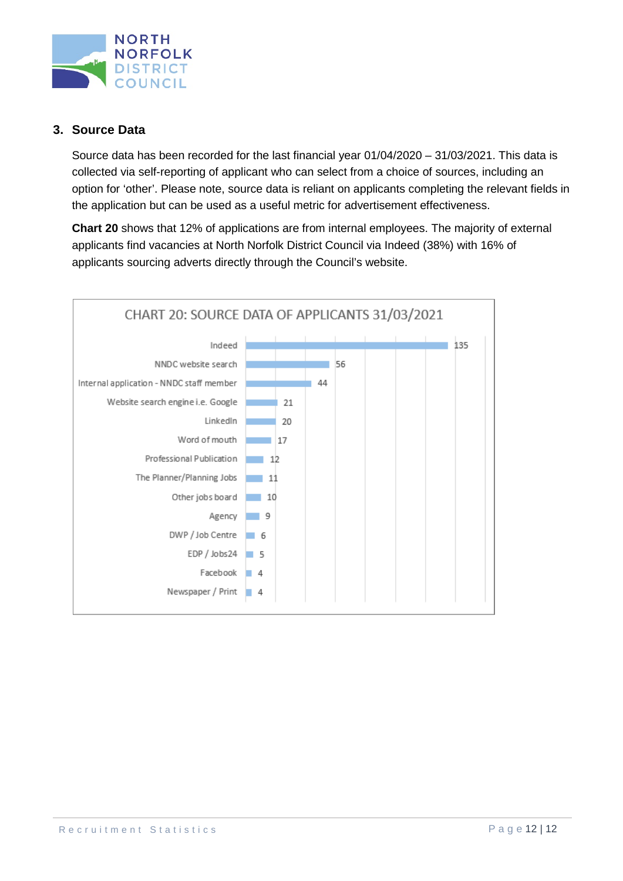## 3. Source Data

Source data has been recorded for the last financial year 01/04/2020 – 31/03/2021. This data is collected via self-reporting of applicant who can select from a choice of sources, including an option for 'other'. Please note, source data is reliant on applicants completing the relevant fields in the application but can be used as a useful metric for advertisement effectiveness.

**Chart 20** shows that 12% of applications are from internal employees. The majority of external applicants find vacancies at North Norfolk District Council via Indeed (38%) with 16% of applicants sourcing adverts directly through the Council's website.

CHART 20: SOURCE DATA OF APPLICANTS 31/03/2021

Indeed 135
NNDC website search 56
Internal application - NNDC staff member 44
Website search engine i.e. Google 21
LinkedIn 20
Word of mouth 17
Professional Publication 12
The Planner/Planning Jobs 11
Other jobs board 10
Agency 9
DWP / Job Centre 6
EDP / Jobs24 5
Facebook 4
Newspaper / Print 4